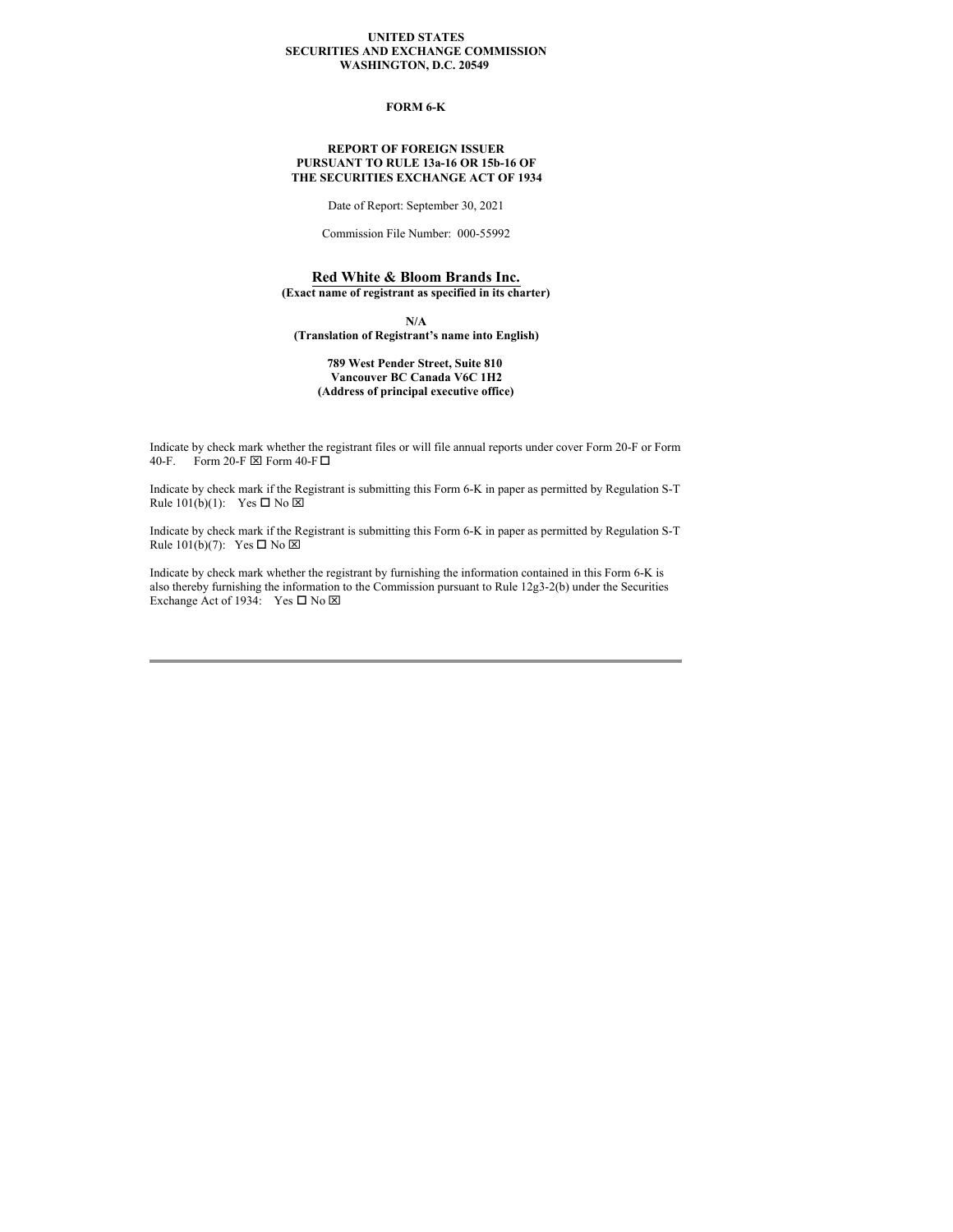**UNITED STATES**
**SECURITIES AND EXCHANGE COMMISSION**
**WASHINGTON, D.C. 20549**

**FORM 6-K**

**REPORT OF FOREIGN ISSUER**
**PURSUANT TO RULE 13a-16 OR 15b-16 OF**
**THE SECURITIES EXCHANGE ACT OF 1934**

Date of Report: September 30, 2021

Commission File Number: 000-55992

**Red White & Bloom Brands Inc.**
**(Exact name of registrant as specified in its charter)**

**N/A**
**(Translation of Registrant's name into English)**

**789 West Pender Street, Suite 810**
**Vancouver BC Canada V6C 1H2**
**(Address of principal executive office)**

Indicate by check mark whether the registrant files or will file annual reports under cover Form 20-F or Form 40-F. Form 20-F ☒ Form 40-F ☐

Indicate by check mark if the Registrant is submitting this Form 6-K in paper as permitted by Regulation S-T Rule 101(b)(1): Yes ☐ No ☒

Indicate by check mark if the Registrant is submitting this Form 6-K in paper as permitted by Regulation S-T Rule 101(b)(7): Yes ☐ No ☒

Indicate by check mark whether the registrant by furnishing the information contained in this Form 6-K is also thereby furnishing the information to the Commission pursuant to Rule 12g3-2(b) under the Securities Exchange Act of 1934: Yes ☐ No ☒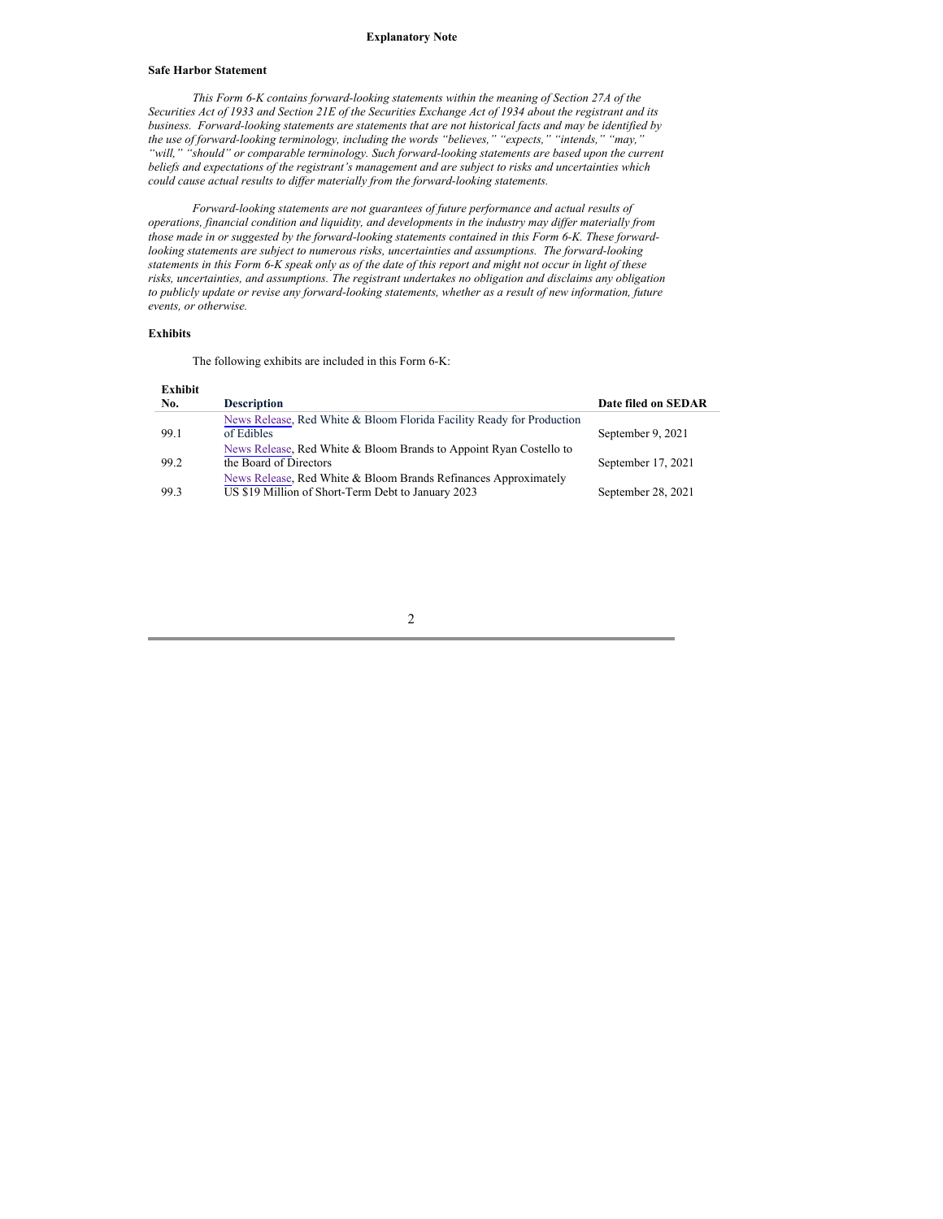## Explanatory Note

### Safe Harbor Statement

*This Form 6-K contains forward-looking statements within the meaning of Section 27A of the Securities Act of 1933 and Section 21E of the Securities Exchange Act of 1934 about the registrant and its business. Forward-looking statements are statements that are not historical facts and may be identified by the use of forward-looking terminology, including the words "believes," "expects," "intends," "may," "will," "should" or comparable terminology. Such forward-looking statements are based upon the current beliefs and expectations of the registrant's management and are subject to risks and uncertainties which could cause actual results to differ materially from the forward-looking statements.*

*Forward-looking statements are not guarantees of future performance and actual results of operations, financial condition and liquidity, and developments in the industry may differ materially from those made in or suggested by the forward-looking statements contained in this Form 6-K. These forward-looking statements are subject to numerous risks, uncertainties and assumptions. The forward-looking statements in this Form 6-K speak only as of the date of this report and might not occur in light of these risks, uncertainties, and assumptions. The registrant undertakes no obligation and disclaims any obligation to publicly update or revise any forward-looking statements, whether as a result of new information, future events, or otherwise.*

### Exhibits

The following exhibits are included in this Form 6-K:

| Exhibit No. | Description | Date filed on SEDAR |
|---|---|---|
| 99.1 | News Release, Red White & Bloom Florida Facility Ready for Production of Edibles | September 9, 2021 |
| 99.2 | News Release, Red White & Bloom Brands to Appoint Ryan Costello to the Board of Directors | September 17, 2021 |
| 99.3 | News Release, Red White & Bloom Brands Refinances Approximately US $19 Million of Short-Term Debt to January 2023 | September 28, 2021 |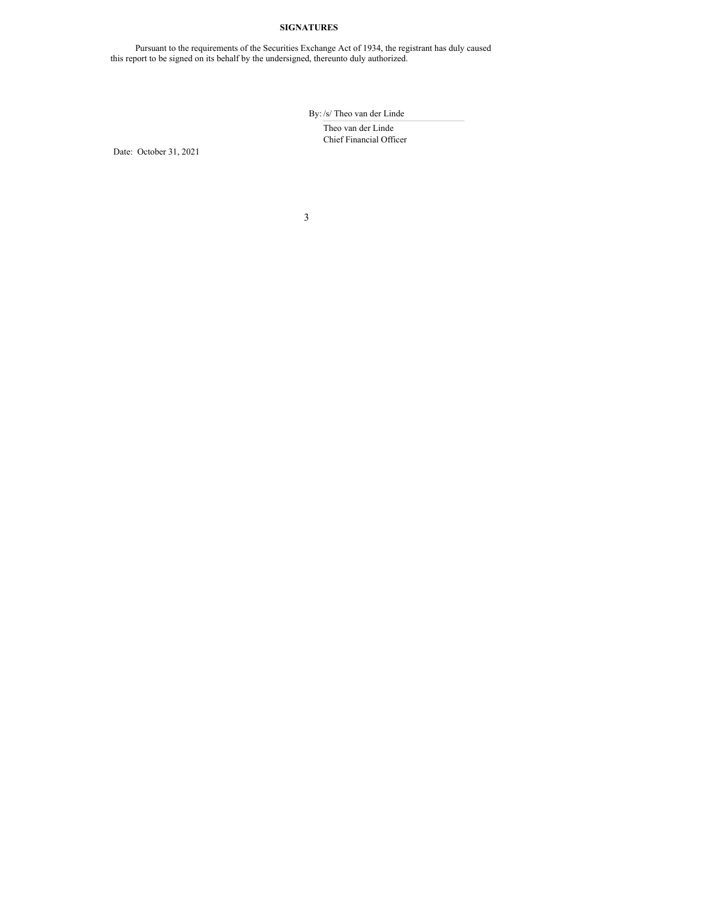**SIGNATURES**

Pursuant to the requirements of the Securities Exchange Act of 1934, the registrant has duly caused this report to be signed on its behalf by the undersigned, thereunto duly authorized.

By: /s/ Theo van der Linde

Theo van der Linde
Chief Financial Officer

Date: October 31, 2021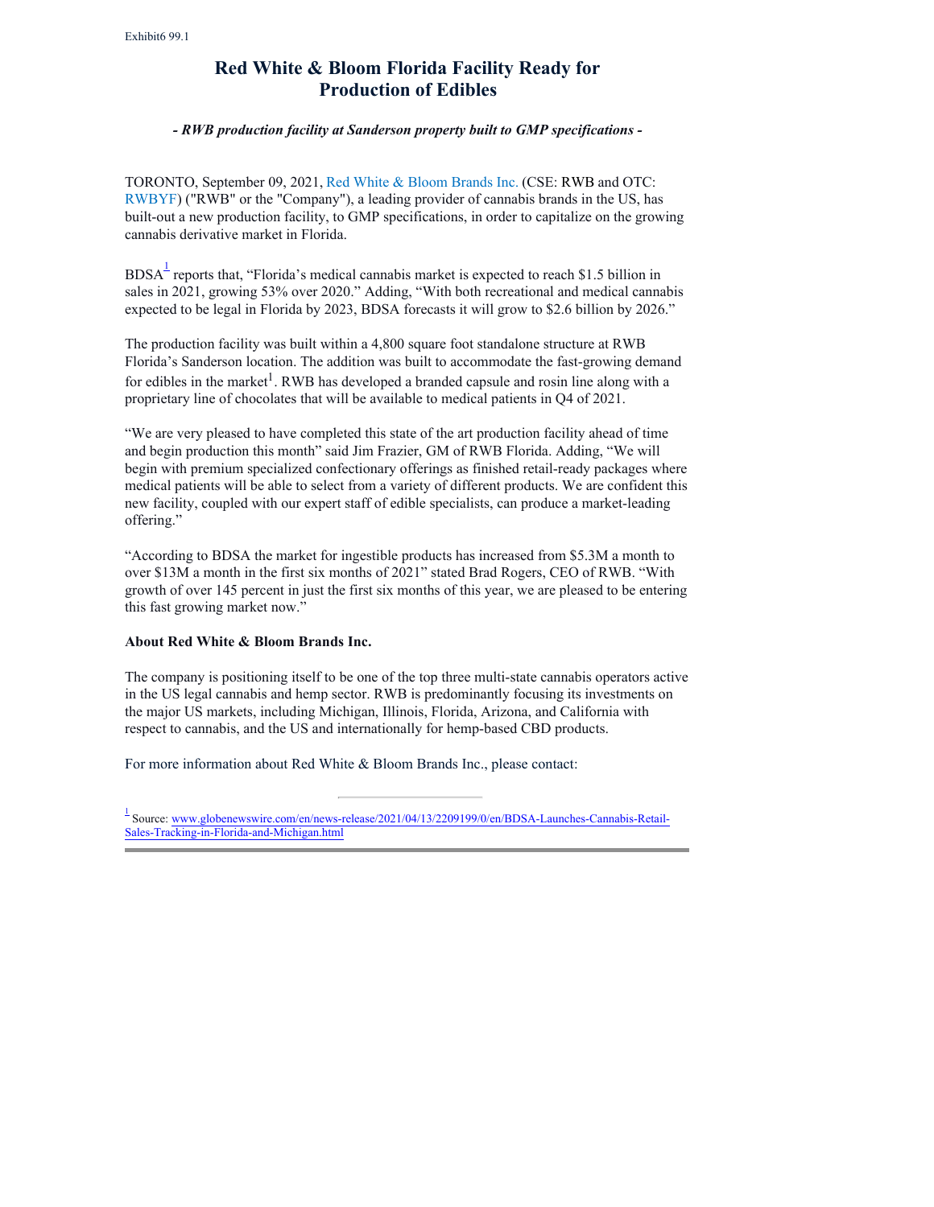Exhibit6 99.1

# Red White & Bloom Florida Facility Ready for Production of Edibles

***- RWB production facility at Sanderson property built to GMP specifications -***

TORONTO, September 09, 2021, Red White & Bloom Brands Inc. (CSE: RWB and OTC: RWBYF) ("RWB" or the "Company"), a leading provider of cannabis brands in the US, has built-out a new production facility, to GMP specifications, in order to capitalize on the growing cannabis derivative market in Florida.

BDSA[1] reports that, "Florida's medical cannabis market is expected to reach $1.5 billion in sales in 2021, growing 53% over 2020." Adding, "With both recreational and medical cannabis expected to be legal in Florida by 2023, BDSA forecasts it will grow to $2.6 billion by 2026."

The production facility was built within a 4,800 square foot standalone structure at RWB Florida's Sanderson location. The addition was built to accommodate the fast-growing demand for edibles in the market[1]. RWB has developed a branded capsule and rosin line along with a proprietary line of chocolates that will be available to medical patients in Q4 of 2021.

"We are very pleased to have completed this state of the art production facility ahead of time and begin production this month" said Jim Frazier, GM of RWB Florida. Adding, "We will begin with premium specialized confectionary offerings as finished retail-ready packages where medical patients will be able to select from a variety of different products. We are confident this new facility, coupled with our expert staff of edible specialists, can produce a market-leading offering."

"According to BDSA the market for ingestible products has increased from $5.3M a month to over $13M a month in the first six months of 2021" stated Brad Rogers, CEO of RWB. "With growth of over 145 percent in just the first six months of this year, we are pleased to be entering this fast growing market now."

**About Red White & Bloom Brands Inc.**

The company is positioning itself to be one of the top three multi-state cannabis operators active in the US legal cannabis and hemp sector. RWB is predominantly focusing its investments on the major US markets, including Michigan, Illinois, Florida, Arizona, and California with respect to cannabis, and the US and internationally for hemp-based CBD products.

For more information about Red White & Bloom Brands Inc., please contact:

---

[1] Source: www.globenewswire.com/en/news-release/2021/04/13/2209199/0/en/BDSA-Launches-Cannabis-Retail-Sales-Tracking-in-Florida-and-Michigan.html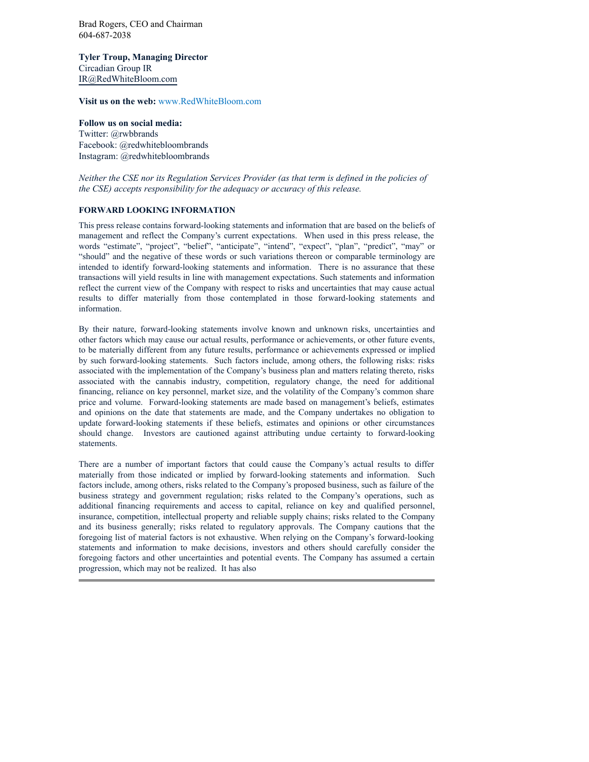Brad Rogers, CEO and Chairman
604-687-2038

**Tyler Troup, Managing Director**
Circadian Group IR
IR@RedWhiteBloom.com

**Visit us on the web:** www.RedWhiteBloom.com

**Follow us on social media:**
Twitter: @rwbbrands
Facebook: @redwhitebloombrands
Instagram: @redwhitebloombrands

*Neither the CSE nor its Regulation Services Provider (as that term is defined in the policies of the CSE) accepts responsibility for the adequacy or accuracy of this release.*

**FORWARD LOOKING INFORMATION**

This press release contains forward-looking statements and information that are based on the beliefs of management and reflect the Company's current expectations. When used in this press release, the words "estimate", "project", "belief", "anticipate", "intend", "expect", "plan", "predict", "may" or "should" and the negative of these words or such variations thereon or comparable terminology are intended to identify forward-looking statements and information. There is no assurance that these transactions will yield results in line with management expectations. Such statements and information reflect the current view of the Company with respect to risks and uncertainties that may cause actual results to differ materially from those contemplated in those forward-looking statements and information.

By their nature, forward-looking statements involve known and unknown risks, uncertainties and other factors which may cause our actual results, performance or achievements, or other future events, to be materially different from any future results, performance or achievements expressed or implied by such forward-looking statements. Such factors include, among others, the following risks: risks associated with the implementation of the Company's business plan and matters relating thereto, risks associated with the cannabis industry, competition, regulatory change, the need for additional financing, reliance on key personnel, market size, and the volatility of the Company's common share price and volume. Forward-looking statements are made based on management's beliefs, estimates and opinions on the date that statements are made, and the Company undertakes no obligation to update forward-looking statements if these beliefs, estimates and opinions or other circumstances should change. Investors are cautioned against attributing undue certainty to forward-looking statements.

There are a number of important factors that could cause the Company's actual results to differ materially from those indicated or implied by forward-looking statements and information. Such factors include, among others, risks related to the Company's proposed business, such as failure of the business strategy and government regulation; risks related to the Company's operations, such as additional financing requirements and access to capital, reliance on key and qualified personnel, insurance, competition, intellectual property and reliable supply chains; risks related to the Company and its business generally; risks related to regulatory approvals. The Company cautions that the foregoing list of material factors is not exhaustive. When relying on the Company's forward-looking statements and information to make decisions, investors and others should carefully consider the foregoing factors and other uncertainties and potential events. The Company has assumed a certain progression, which may not be realized. It has also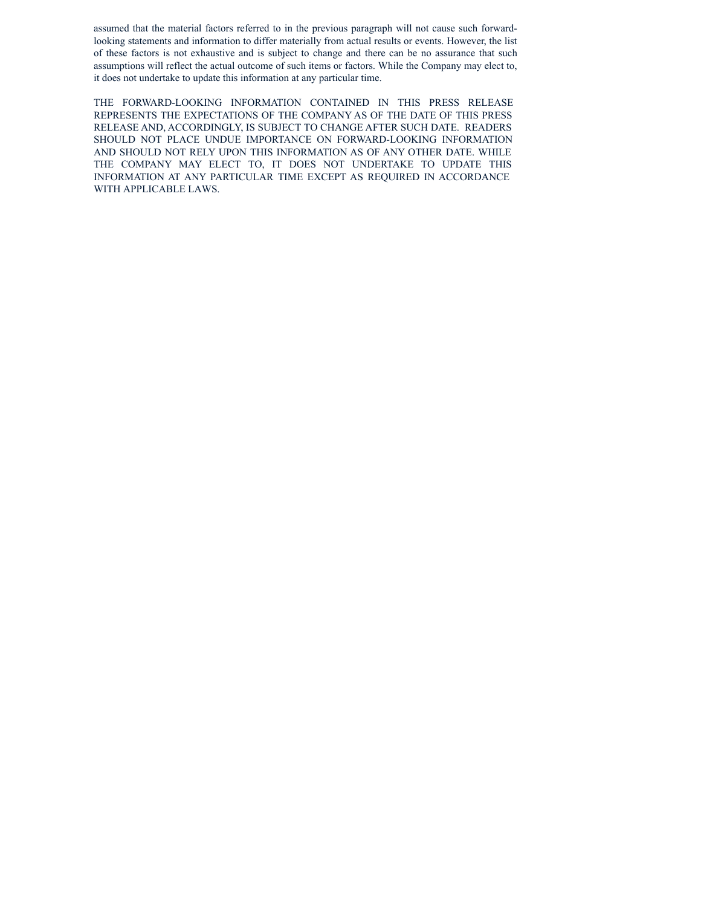assumed that the material factors referred to in the previous paragraph will not cause such forward-looking statements and information to differ materially from actual results or events. However, the list of these factors is not exhaustive and is subject to change and there can be no assurance that such assumptions will reflect the actual outcome of such items or factors. While the Company may elect to, it does not undertake to update this information at any particular time.

THE FORWARD-LOOKING INFORMATION CONTAINED IN THIS PRESS RELEASE REPRESENTS THE EXPECTATIONS OF THE COMPANY AS OF THE DATE OF THIS PRESS RELEASE AND, ACCORDINGLY, IS SUBJECT TO CHANGE AFTER SUCH DATE. READERS SHOULD NOT PLACE UNDUE IMPORTANCE ON FORWARD-LOOKING INFORMATION AND SHOULD NOT RELY UPON THIS INFORMATION AS OF ANY OTHER DATE. WHILE THE COMPANY MAY ELECT TO, IT DOES NOT UNDERTAKE TO UPDATE THIS INFORMATION AT ANY PARTICULAR TIME EXCEPT AS REQUIRED IN ACCORDANCE WITH APPLICABLE LAWS.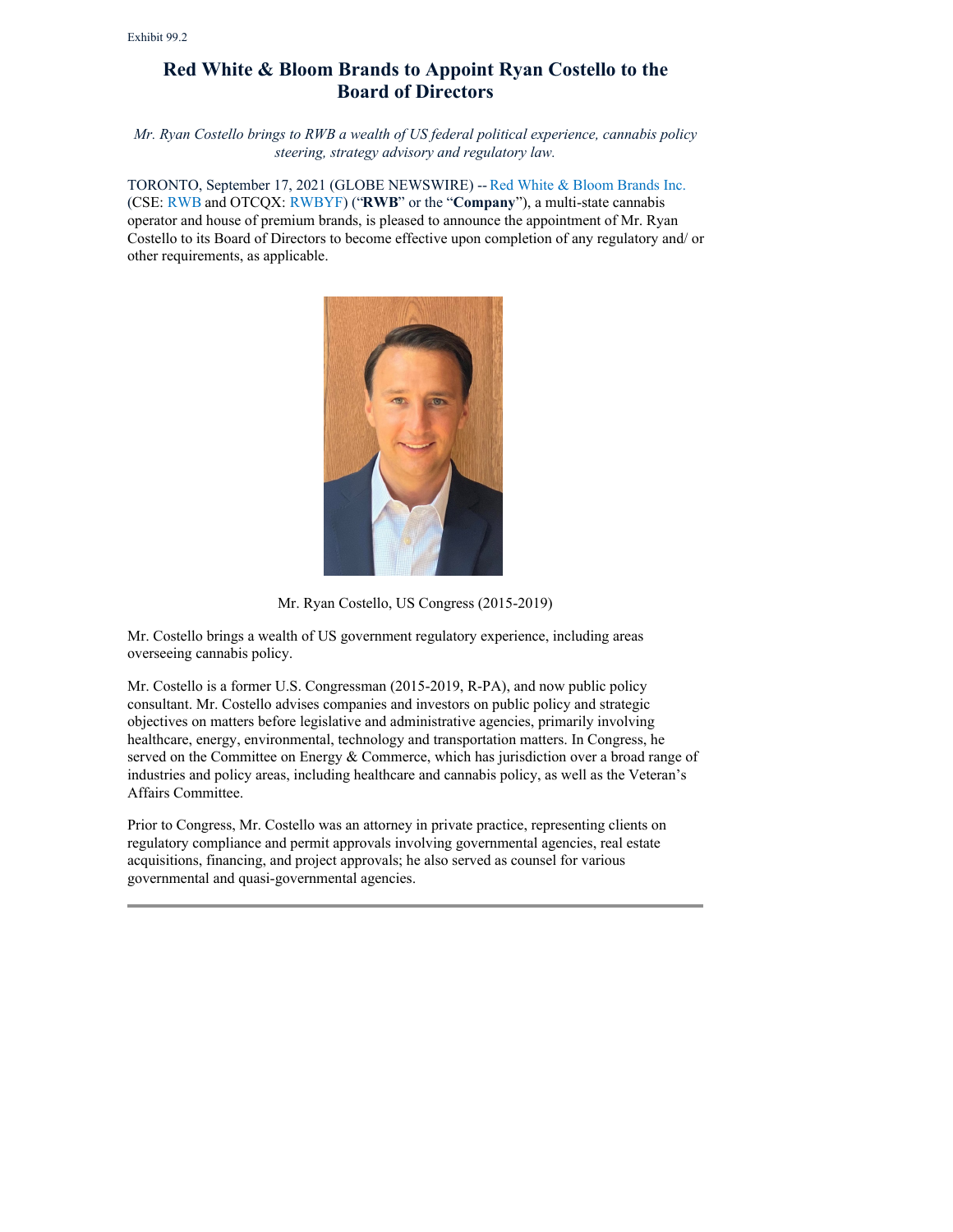Exhibit 99.2

# Red White & Bloom Brands to Appoint Ryan Costello to the Board of Directors

*Mr. Ryan Costello brings to RWB a wealth of US federal political experience, cannabis policy steering, strategy advisory and regulatory law.*

TORONTO, September 17, 2021 (GLOBE NEWSWIRE) -- Red White & Bloom Brands Inc. (CSE: RWB and OTCQX: RWBYF) ("**RWB**" or the "**Company**"), a multi-state cannabis operator and house of premium brands, is pleased to announce the appointment of Mr. Ryan Costello to its Board of Directors to become effective upon completion of any regulatory and/ or other requirements, as applicable.

Mr. Ryan Costello, US Congress (2015-2019)

Mr. Costello brings a wealth of US government regulatory experience, including areas overseeing cannabis policy.

Mr. Costello is a former U.S. Congressman (2015-2019, R-PA), and now public policy consultant. Mr. Costello advises companies and investors on public policy and strategic objectives on matters before legislative and administrative agencies, primarily involving healthcare, energy, environmental, technology and transportation matters. In Congress, he served on the Committee on Energy & Commerce, which has jurisdiction over a broad range of industries and policy areas, including healthcare and cannabis policy, as well as the Veteran's Affairs Committee.

Prior to Congress, Mr. Costello was an attorney in private practice, representing clients on regulatory compliance and permit approvals involving governmental agencies, real estate acquisitions, financing, and project approvals; he also served as counsel for various governmental and quasi-governmental agencies.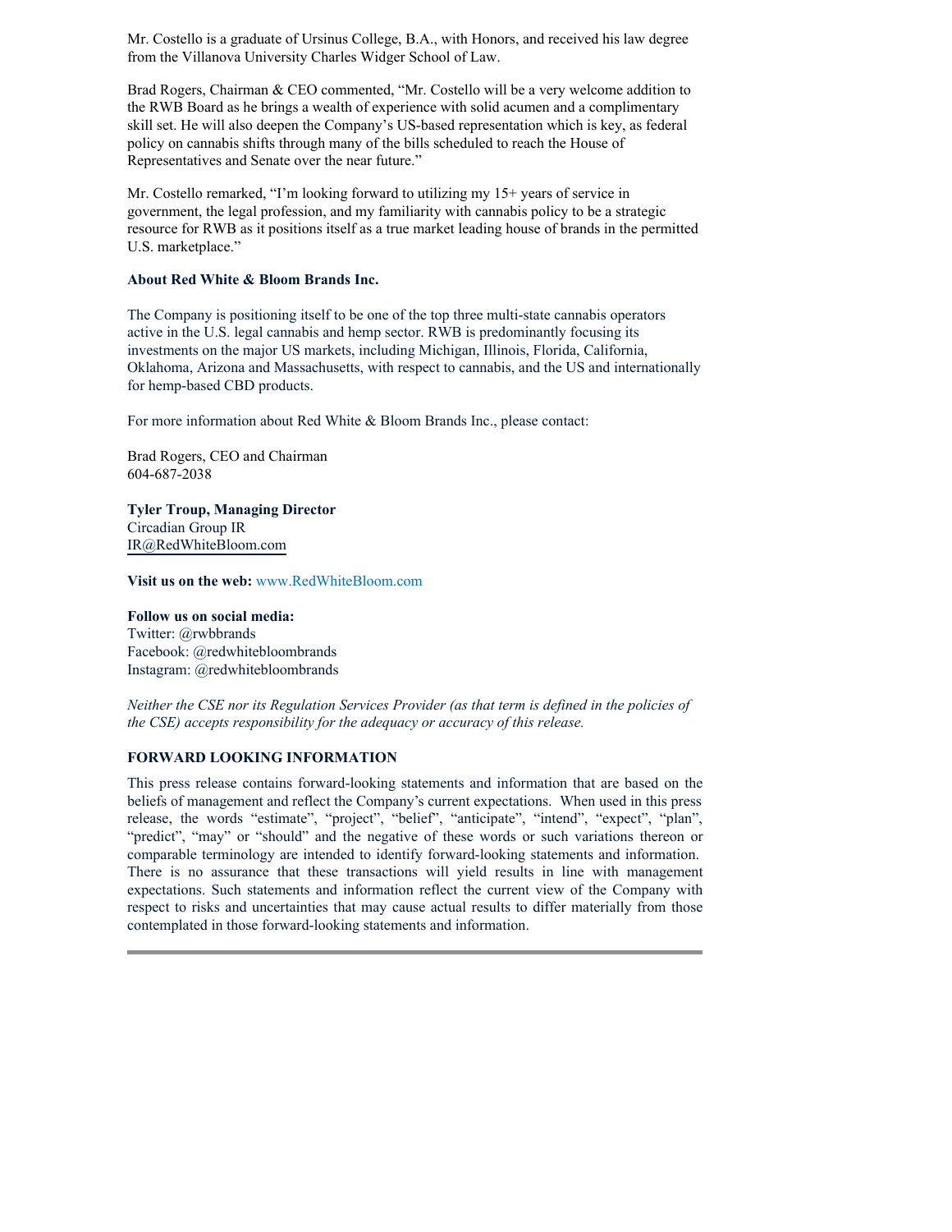Mr. Costello is a graduate of Ursinus College, B.A., with Honors, and received his law degree from the Villanova University Charles Widger School of Law.

Brad Rogers, Chairman & CEO commented, "Mr. Costello will be a very welcome addition to the RWB Board as he brings a wealth of experience with solid acumen and a complimentary skill set. He will also deepen the Company's US-based representation which is key, as federal policy on cannabis shifts through many of the bills scheduled to reach the House of Representatives and Senate over the near future."

Mr. Costello remarked, "I'm looking forward to utilizing my 15+ years of service in government, the legal profession, and my familiarity with cannabis policy to be a strategic resource for RWB as it positions itself as a true market leading house of brands in the permitted U.S. marketplace."

**About Red White & Bloom Brands Inc.**

The Company is positioning itself to be one of the top three multi-state cannabis operators active in the U.S. legal cannabis and hemp sector. RWB is predominantly focusing its investments on the major US markets, including Michigan, Illinois, Florida, California, Oklahoma, Arizona and Massachusetts, with respect to cannabis, and the US and internationally for hemp-based CBD products.

For more information about Red White & Bloom Brands Inc., please contact:

Brad Rogers, CEO and Chairman
604-687-2038

**Tyler Troup, Managing Director**
Circadian Group IR
IR@RedWhiteBloom.com

**Visit us on the web:** www.RedWhiteBloom.com

**Follow us on social media:**
Twitter: @rwbbrands
Facebook: @redwhitebloombrands
Instagram: @redwhitebloombrands

*Neither the CSE nor its Regulation Services Provider (as that term is defined in the policies of the CSE) accepts responsibility for the adequacy or accuracy of this release.*

**FORWARD LOOKING INFORMATION**

This press release contains forward-looking statements and information that are based on the beliefs of management and reflect the Company's current expectations. When used in this press release, the words "estimate", "project", "belief", "anticipate", "intend", "expect", "plan", "predict", "may" or "should" and the negative of these words or such variations thereon or comparable terminology are intended to identify forward-looking statements and information. There is no assurance that these transactions will yield results in line with management expectations. Such statements and information reflect the current view of the Company with respect to risks and uncertainties that may cause actual results to differ materially from those contemplated in those forward-looking statements and information.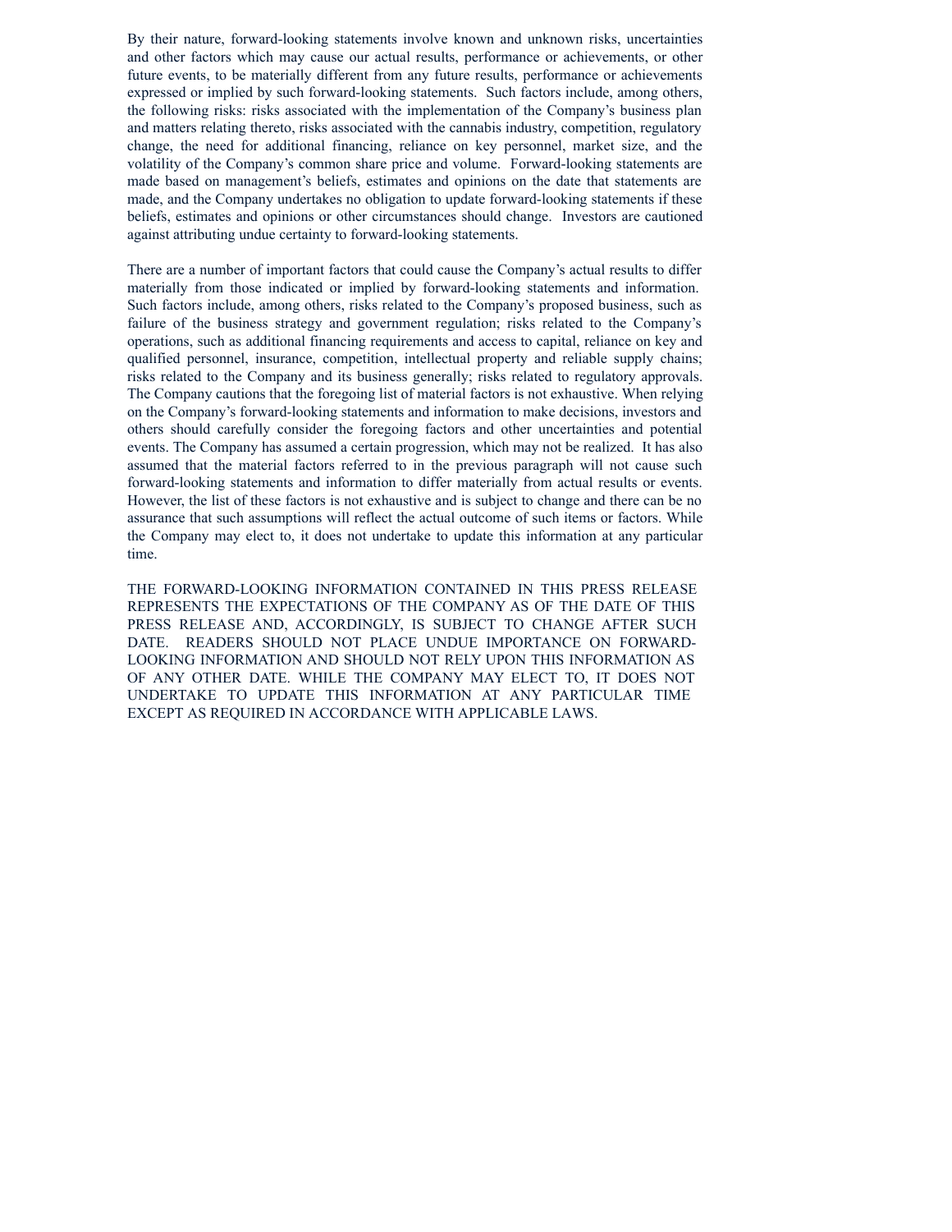By their nature, forward-looking statements involve known and unknown risks, uncertainties and other factors which may cause our actual results, performance or achievements, or other future events, to be materially different from any future results, performance or achievements expressed or implied by such forward-looking statements. Such factors include, among others, the following risks: risks associated with the implementation of the Company's business plan and matters relating thereto, risks associated with the cannabis industry, competition, regulatory change, the need for additional financing, reliance on key personnel, market size, and the volatility of the Company's common share price and volume. Forward-looking statements are made based on management's beliefs, estimates and opinions on the date that statements are made, and the Company undertakes no obligation to update forward-looking statements if these beliefs, estimates and opinions or other circumstances should change. Investors are cautioned against attributing undue certainty to forward-looking statements.

There are a number of important factors that could cause the Company's actual results to differ materially from those indicated or implied by forward-looking statements and information. Such factors include, among others, risks related to the Company's proposed business, such as failure of the business strategy and government regulation; risks related to the Company's operations, such as additional financing requirements and access to capital, reliance on key and qualified personnel, insurance, competition, intellectual property and reliable supply chains; risks related to the Company and its business generally; risks related to regulatory approvals. The Company cautions that the foregoing list of material factors is not exhaustive. When relying on the Company's forward-looking statements and information to make decisions, investors and others should carefully consider the foregoing factors and other uncertainties and potential events. The Company has assumed a certain progression, which may not be realized. It has also assumed that the material factors referred to in the previous paragraph will not cause such forward-looking statements and information to differ materially from actual results or events. However, the list of these factors is not exhaustive and is subject to change and there can be no assurance that such assumptions will reflect the actual outcome of such items or factors. While the Company may elect to, it does not undertake to update this information at any particular time.

THE FORWARD-LOOKING INFORMATION CONTAINED IN THIS PRESS RELEASE REPRESENTS THE EXPECTATIONS OF THE COMPANY AS OF THE DATE OF THIS PRESS RELEASE AND, ACCORDINGLY, IS SUBJECT TO CHANGE AFTER SUCH DATE. READERS SHOULD NOT PLACE UNDUE IMPORTANCE ON FORWARD-LOOKING INFORMATION AND SHOULD NOT RELY UPON THIS INFORMATION AS OF ANY OTHER DATE. WHILE THE COMPANY MAY ELECT TO, IT DOES NOT UNDERTAKE TO UPDATE THIS INFORMATION AT ANY PARTICULAR TIME EXCEPT AS REQUIRED IN ACCORDANCE WITH APPLICABLE LAWS.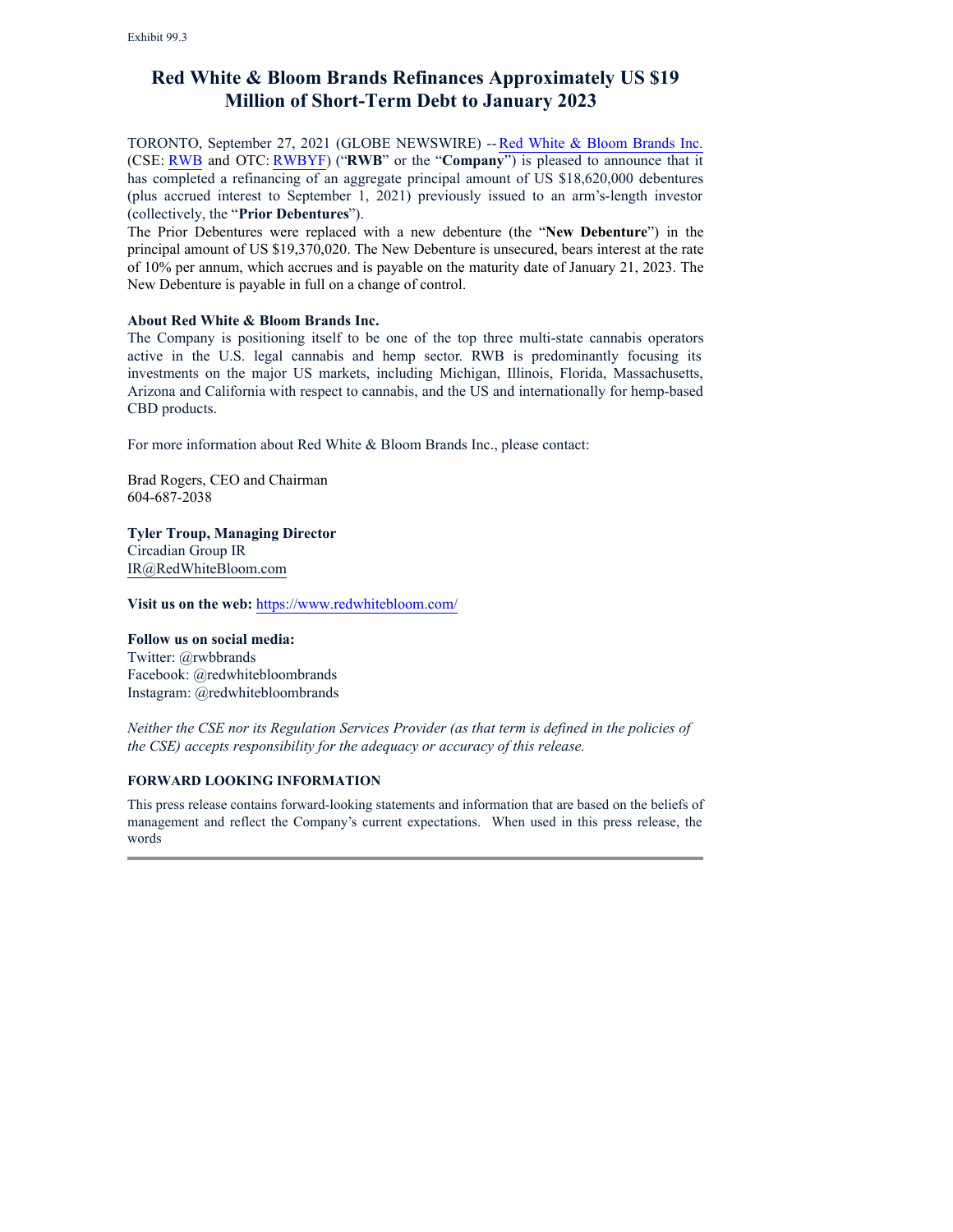Exhibit 99.3

# Red White & Bloom Brands Refinances Approximately US $19 Million of Short-Term Debt to January 2023

TORONTO, September 27, 2021 (GLOBE NEWSWIRE) -- Red White & Bloom Brands Inc. (CSE: RWB and OTC: RWBYF) ("**RWB**" or the "**Company**") is pleased to announce that it has completed a refinancing of an aggregate principal amount of US $18,620,000 debentures (plus accrued interest to September 1, 2021) previously issued to an arm's-length investor (collectively, the "**Prior Debentures**").

The Prior Debentures were replaced with a new debenture (the "**New Debenture**") in the principal amount of US $19,370,020. The New Debenture is unsecured, bears interest at the rate of 10% per annum, which accrues and is payable on the maturity date of January 21, 2023. The New Debenture is payable in full on a change of control.

**About Red White & Bloom Brands Inc.**

The Company is positioning itself to be one of the top three multi-state cannabis operators active in the U.S. legal cannabis and hemp sector. RWB is predominantly focusing its investments on the major US markets, including Michigan, Illinois, Florida, Massachusetts, Arizona and California with respect to cannabis, and the US and internationally for hemp-based CBD products.

For more information about Red White & Bloom Brands Inc., please contact:

Brad Rogers, CEO and Chairman
604-687-2038

**Tyler Troup, Managing Director**
Circadian Group IR
IR@RedWhiteBloom.com

**Visit us on the web:** https://www.redwhitebloom.com/

**Follow us on social media:**
Twitter: @rwbbrands
Facebook: @redwhitebloombrands
Instagram: @redwhitebloombrands

*Neither the CSE nor its Regulation Services Provider (as that term is defined in the policies of the CSE) accepts responsibility for the adequacy or accuracy of this release.*

**FORWARD LOOKING INFORMATION**

This press release contains forward-looking statements and information that are based on the beliefs of management and reflect the Company's current expectations. When used in this press release, the words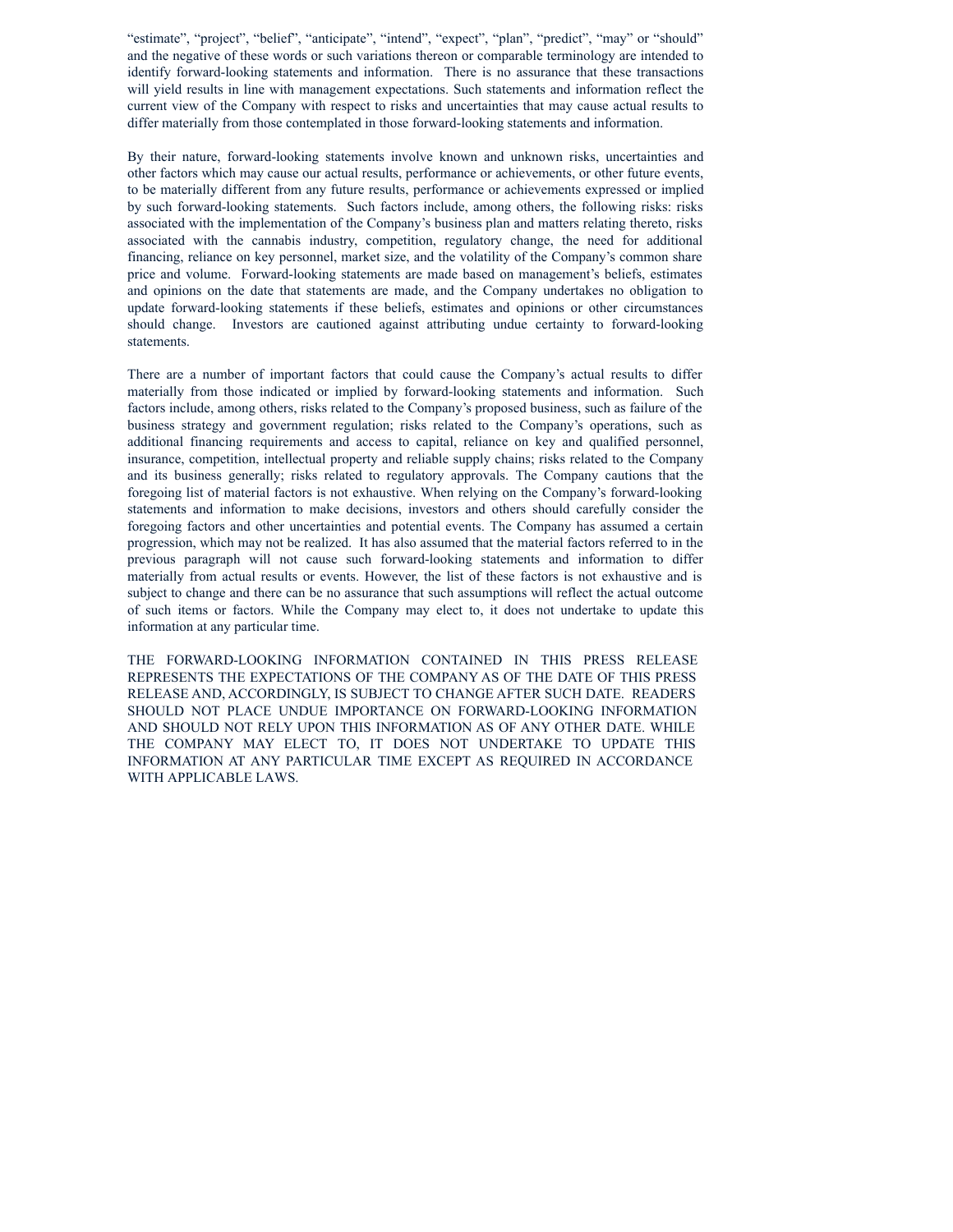"estimate", "project", "belief", "anticipate", "intend", "expect", "plan", "predict", "may" or "should" and the negative of these words or such variations thereon or comparable terminology are intended to identify forward-looking statements and information. There is no assurance that these transactions will yield results in line with management expectations. Such statements and information reflect the current view of the Company with respect to risks and uncertainties that may cause actual results to differ materially from those contemplated in those forward-looking statements and information.

By their nature, forward-looking statements involve known and unknown risks, uncertainties and other factors which may cause our actual results, performance or achievements, or other future events, to be materially different from any future results, performance or achievements expressed or implied by such forward-looking statements. Such factors include, among others, the following risks: risks associated with the implementation of the Company's business plan and matters relating thereto, risks associated with the cannabis industry, competition, regulatory change, the need for additional financing, reliance on key personnel, market size, and the volatility of the Company's common share price and volume. Forward-looking statements are made based on management's beliefs, estimates and opinions on the date that statements are made, and the Company undertakes no obligation to update forward-looking statements if these beliefs, estimates and opinions or other circumstances should change. Investors are cautioned against attributing undue certainty to forward-looking statements.

There are a number of important factors that could cause the Company's actual results to differ materially from those indicated or implied by forward-looking statements and information. Such factors include, among others, risks related to the Company's proposed business, such as failure of the business strategy and government regulation; risks related to the Company's operations, such as additional financing requirements and access to capital, reliance on key and qualified personnel, insurance, competition, intellectual property and reliable supply chains; risks related to the Company and its business generally; risks related to regulatory approvals. The Company cautions that the foregoing list of material factors is not exhaustive. When relying on the Company's forward-looking statements and information to make decisions, investors and others should carefully consider the foregoing factors and other uncertainties and potential events. The Company has assumed a certain progression, which may not be realized. It has also assumed that the material factors referred to in the previous paragraph will not cause such forward-looking statements and information to differ materially from actual results or events. However, the list of these factors is not exhaustive and is subject to change and there can be no assurance that such assumptions will reflect the actual outcome of such items or factors. While the Company may elect to, it does not undertake to update this information at any particular time.

THE FORWARD-LOOKING INFORMATION CONTAINED IN THIS PRESS RELEASE REPRESENTS THE EXPECTATIONS OF THE COMPANY AS OF THE DATE OF THIS PRESS RELEASE AND, ACCORDINGLY, IS SUBJECT TO CHANGE AFTER SUCH DATE. READERS SHOULD NOT PLACE UNDUE IMPORTANCE ON FORWARD-LOOKING INFORMATION AND SHOULD NOT RELY UPON THIS INFORMATION AS OF ANY OTHER DATE. WHILE THE COMPANY MAY ELECT TO, IT DOES NOT UNDERTAKE TO UPDATE THIS INFORMATION AT ANY PARTICULAR TIME EXCEPT AS REQUIRED IN ACCORDANCE WITH APPLICABLE LAWS.